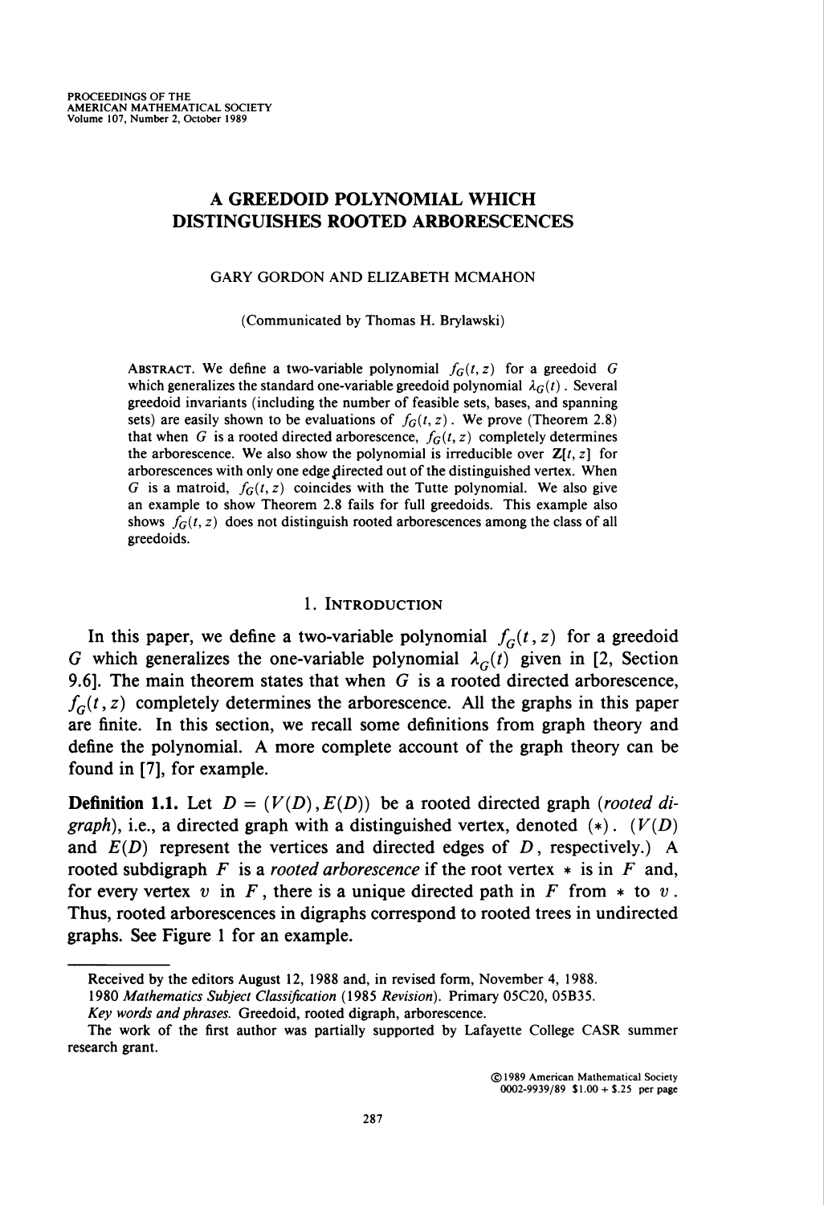# A GREEDOID POLYNOMIAL WHICH DISTINGUISHES ROOTED ARBORESCENCES

GARY GORDON AND ELIZABETH MCMAHON

(Communicated by Thomas H. Brylawski)

ABSTRACT. We define a two-variable polynomial $f_G(t, z)$ for a greedoid $G$ which generalizes the standard one-variable greedoid polynomial $\lambda_G(t)$. Several greedoid invariants (including the number of feasible sets, bases, and spanning sets) are easily shown to be evaluations of $f_G(t, z)$. We prove (Theorem 2.8) that when $G$ is a rooted directed arborescence, $f_G(t, z)$ completely determines the arborescence. We also show the polynomial is irreducible over $\mathbf{Z}[t, z]$ for arborescences with only one edge directed out of the distinguished vertex. When $G$ is a matroid, $f_G(t, z)$ coincides with the Tutte polynomial. We also give an example to show Theorem 2.8 fails for full greedoids. This example also shows $f_G(t, z)$ does not distinguish rooted arborescences among the class of all greedoids.

## 1. INTRODUCTION

In this paper, we define a two-variable polynomial $f_G(t, z)$ for a greedoid $G$ which generalizes the one-variable polynomial $\lambda_G(t)$ given in [2, Section 9.6]. The main theorem states that when $G$ is a rooted directed arborescence, $f_G(t, z)$ completely determines the arborescence. All the graphs in this paper are finite. In this section, we recall some definitions from graph theory and define the polynomial. A more complete account of the graph theory can be found in [7], for example.

**Definition 1.1.** Let $D = (V(D), E(D))$ be a rooted directed graph (*rooted digraph*), i.e., a directed graph with a distinguished vertex, denoted $(*)$. ($V(D)$ and $E(D)$ represent the vertices and directed edges of $D$, respectively.) A rooted subdigraph $F$ is a *rooted arborescence* if the root vertex $*$ is in $F$ and, for every vertex $v$ in $F$, there is a unique directed path in $F$ from $*$ to $v$. Thus, rooted arborescences in digraphs correspond to rooted trees in undirected graphs. See Figure 1 for an example.

---

Received by the editors August 12, 1988 and, in revised form, November 4, 1988.

1980 *Mathematics Subject Classification* (1985 *Revision*). Primary 05C20, 05B35.

*Key words and phrases.* Greedoid, rooted digraph, arborescence.

The work of the first author was partially supported by Lafayette College CASR summer research grant.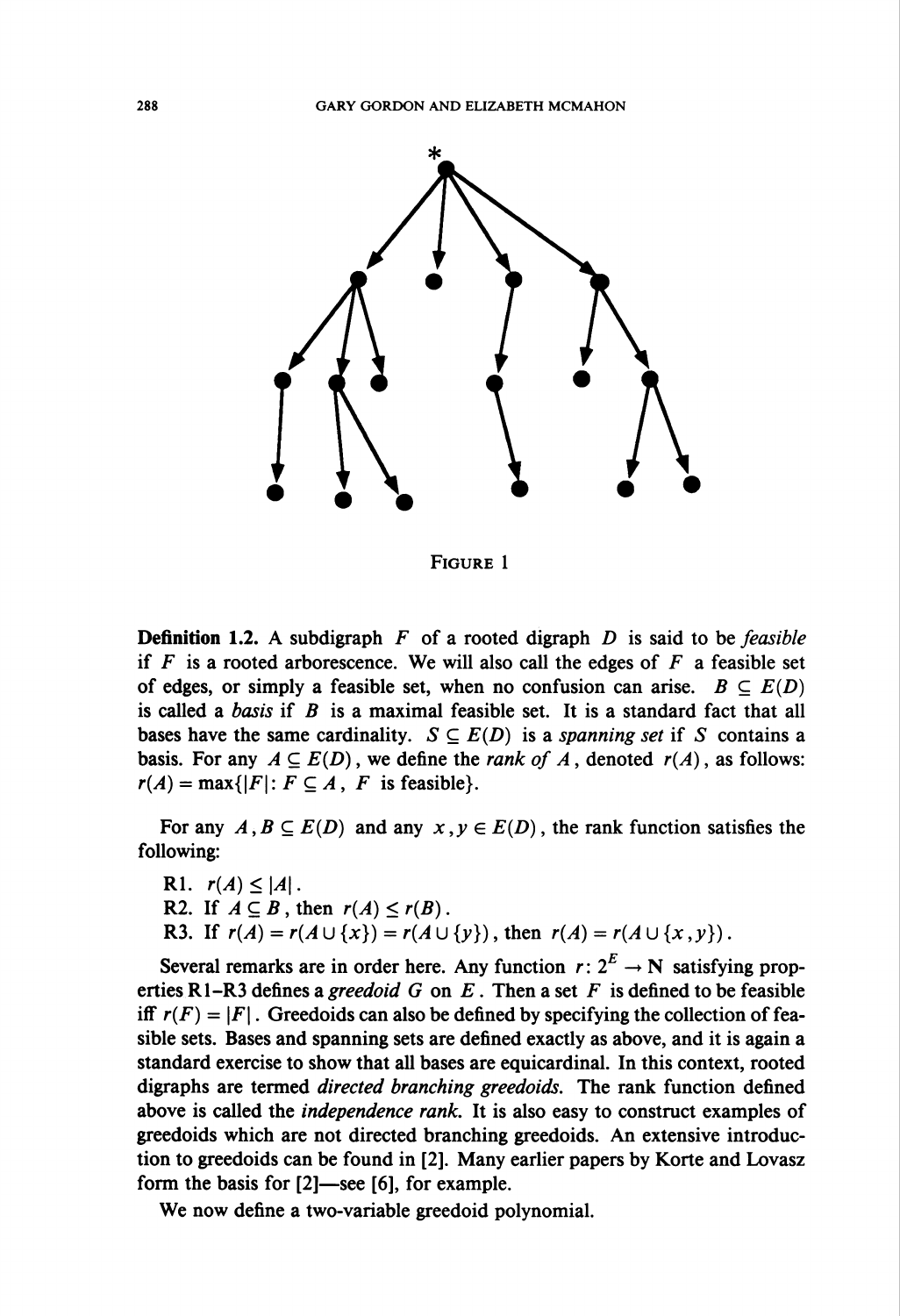FIGURE 1

**Definition 1.2.** A subdigraph $F$ of a rooted digraph $D$ is said to be *feasible* if $F$ is a rooted arborescence. We will also call the edges of $F$ a feasible set of edges, or simply a feasible set, when no confusion can arise. $B \subseteq E(D)$ is called a *basis* if $B$ is a maximal feasible set. It is a standard fact that all bases have the same cardinality. $S \subseteq E(D)$ is a *spanning set* if $S$ contains a basis. For any $A \subseteq E(D)$, we define the *rank of $A$*, denoted $r(A)$, as follows: $r(A) = \max\{|F| : F \subseteq A,\ F \text{ is feasible}\}$.

For any $A, B \subseteq E(D)$ and any $x, y \in E(D)$, the rank function satisfies the following:

R1. $r(A) \leq |A|$.
R2. If $A \subseteq B$, then $r(A) \leq r(B)$.
R3. If $r(A) = r(A \cup \{x\}) = r(A \cup \{y\})$, then $r(A) = r(A \cup \{x, y\})$.

Several remarks are in order here. Any function $r: 2^E \to \mathbf{N}$ satisfying properties R1–R3 defines a *greedoid* $G$ on $E$. Then a set $F$ is defined to be feasible iff $r(F) = |F|$. Greedoids can also be defined by specifying the collection of feasible sets. Bases and spanning sets are defined exactly as above, and it is again a standard exercise to show that all bases are equicardinal. In this context, rooted digraphs are termed *directed branching greedoids*. The rank function defined above is called the *independence rank*. It is also easy to construct examples of greedoids which are not directed branching greedoids. An extensive introduction to greedoids can be found in [2]. Many earlier papers by Korte and Lovasz form the basis for [2]—see [6], for example.

We now define a two-variable greedoid polynomial.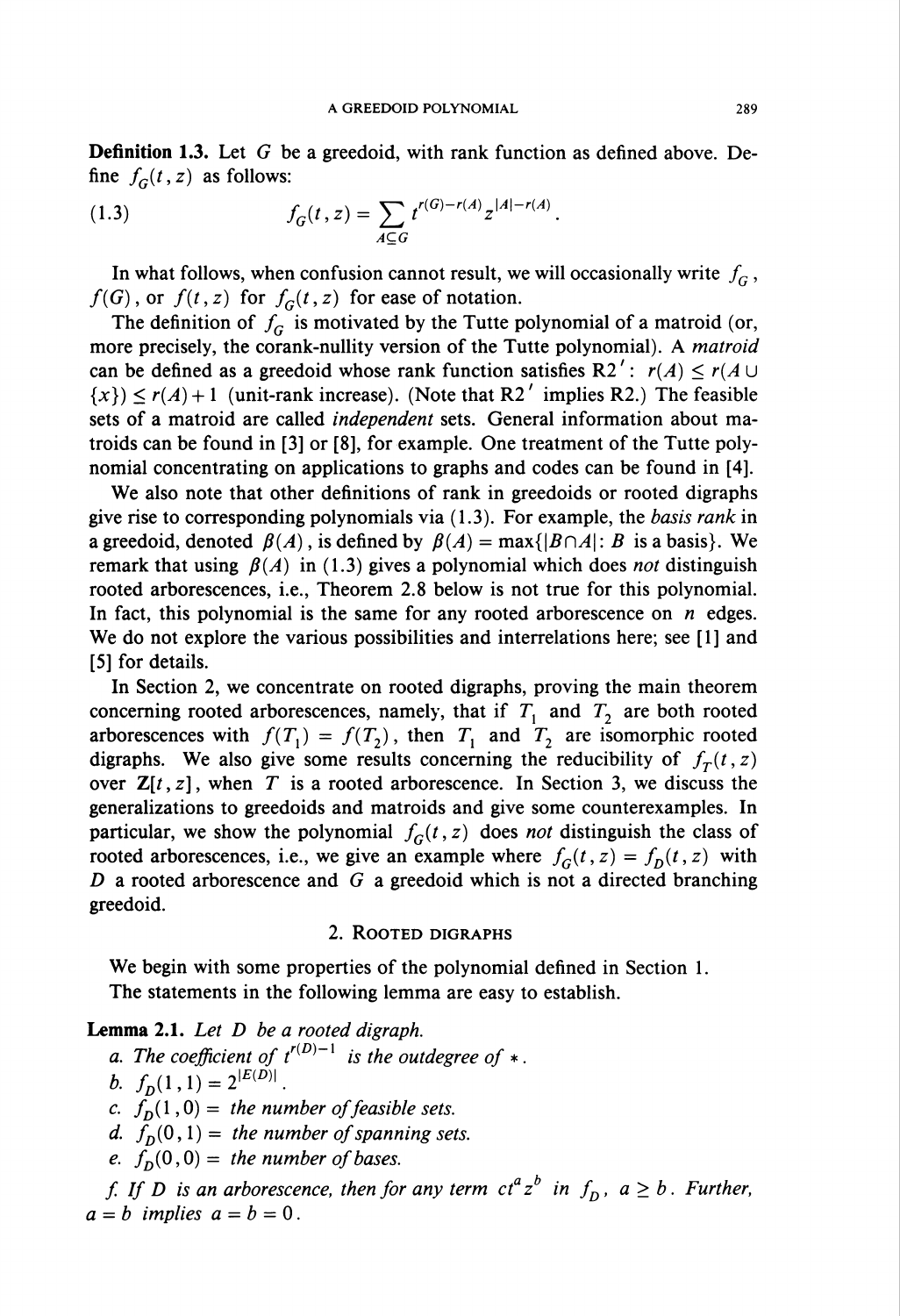**Definition 1.3.** Let $G$ be a greedoid, with rank function as defined above. Define $f_G(t, z)$ as follows:

$$f_G(t, z) = \sum_{A \subseteq G} t^{r(G)-r(A)} z^{|A|-r(A)}. \tag{1.3}$$

In what follows, when confusion cannot result, we will occasionally write $f_G$, $f(G)$, or $f(t, z)$ for $f_G(t, z)$ for ease of notation.

The definition of $f_G$ is motivated by the Tutte polynomial of a matroid (or, more precisely, the corank-nullity version of the Tutte polynomial). A *matroid* can be defined as a greedoid whose rank function satisfies R2′: $r(A) \leq r(A \cup \{x\}) \leq r(A) + 1$ (unit-rank increase). (Note that R2′ implies R2.) The feasible sets of a matroid are called *independent* sets. General information about matroids can be found in [3] or [8], for example. One treatment of the Tutte polynomial concentrating on applications to graphs and codes can be found in [4].

We also note that other definitions of rank in greedoids or rooted digraphs give rise to corresponding polynomials via (1.3). For example, the *basis rank* in a greedoid, denoted $\beta(A)$, is defined by $\beta(A) = \max\{|B \cap A| : B \text{ is a basis}\}$. We remark that using $\beta(A)$ in (1.3) gives a polynomial which does *not* distinguish rooted arborescences, i.e., Theorem 2.8 below is not true for this polynomial. In fact, this polynomial is the same for any rooted arborescence on $n$ edges. We do not explore the various possibilities and interrelations here; see [1] and [5] for details.

In Section 2, we concentrate on rooted digraphs, proving the main theorem concerning rooted arborescences, namely, that if $T_1$ and $T_2$ are both rooted arborescences with $f(T_1) = f(T_2)$, then $T_1$ and $T_2$ are isomorphic rooted digraphs. We also give some results concerning the reducibility of $f_T(t, z)$ over $\mathbf{Z}[t, z]$, when $T$ is a rooted arborescence. In Section 3, we discuss the generalizations to greedoids and matroids and give some counterexamples. In particular, we show the polynomial $f_G(t, z)$ does *not* distinguish the class of rooted arborescences, i.e., we give an example where $f_G(t, z) = f_D(t, z)$ with $D$ a rooted arborescence and $G$ a greedoid which is not a directed branching greedoid.

## 2. Rooted digraphs

We begin with some properties of the polynomial defined in Section 1. The statements in the following lemma are easy to establish.

**Lemma 2.1.** *Let $D$ be a rooted digraph.*

*a. The coefficient of $t^{r(D)-1}$ is the outdegree of $*$.*

*b. $f_D(1, 1) = 2^{|E(D)|}$.*

*c. $f_D(1, 0) =$ the number of feasible sets.*

*d. $f_D(0, 1) =$ the number of spanning sets.*

*e. $f_D(0, 0) =$ the number of bases.*

*f. If $D$ is an arborescence, then for any term $ct^a z^b$ in $f_D$, $a \geq b$. Further, $a = b$ implies $a = b = 0$.*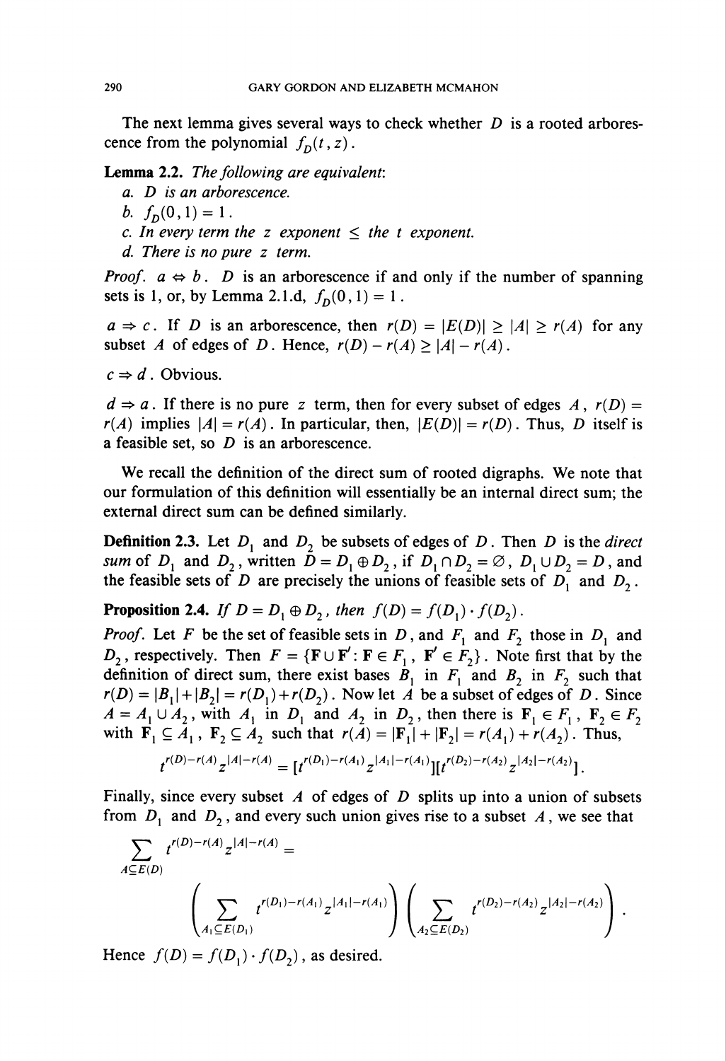The next lemma gives several ways to check whether $D$ is a rooted arborescence from the polynomial $f_D(t, z)$.

**Lemma 2.2.** *The following are equivalent:*

*a. $D$ is an arborescence.*

*b. $f_D(0, 1) = 1$.*

*c. In every term the $z$ exponent $\leq$ the $t$ exponent.*

*d. There is no pure $z$ term.*

*Proof.* $a \Leftrightarrow b$. $D$ is an arborescence if and only if the number of spanning sets is 1, or, by Lemma 2.1.d, $f_D(0, 1) = 1$.

$a \Rightarrow c$. If $D$ is an arborescence, then $r(D) = |E(D)| \geq |A| \geq r(A)$ for any subset $A$ of edges of $D$. Hence, $r(D) - r(A) \geq |A| - r(A)$.

$c \Rightarrow d$. Obvious.

$d \Rightarrow a$. If there is no pure $z$ term, then for every subset of edges $A$, $r(D) = r(A)$ implies $|A| = r(A)$. In particular, then, $|E(D)| = r(D)$. Thus, $D$ itself is a feasible set, so $D$ is an arborescence.

We recall the definition of the direct sum of rooted digraphs. We note that our formulation of this definition will essentially be an internal direct sum; the external direct sum can be defined similarly.

**Definition 2.3.** Let $D_1$ and $D_2$ be subsets of edges of $D$. Then $D$ is the *direct sum* of $D_1$ and $D_2$, written $D = D_1 \oplus D_2$, if $D_1 \cap D_2 = \varnothing$, $D_1 \cup D_2 = D$, and the feasible sets of $D$ are precisely the unions of feasible sets of $D_1$ and $D_2$.

**Proposition 2.4.** *If $D = D_1 \oplus D_2$, then $f(D) = f(D_1) \cdot f(D_2)$.*

*Proof.* Let $F$ be the set of feasible sets in $D$, and $F_1$ and $F_2$ those in $D_1$ and $D_2$, respectively. Then $F = \{\mathbf{F} \cup \mathbf{F}' : \mathbf{F} \in F_1,\ \mathbf{F}' \in F_2\}$. Note first that by the definition of direct sum, there exist bases $B_1$ in $F_1$ and $B_2$ in $F_2$ such that $r(D) = |B_1| + |B_2| = r(D_1) + r(D_2)$. Now let $A$ be a subset of edges of $D$. Since $A = A_1 \cup A_2$, with $A_1$ in $D_1$ and $A_2$ in $D_2$, then there is $\mathbf{F}_1 \in F_1$, $\mathbf{F}_2 \in F_2$ with $\mathbf{F}_1 \subseteq A_1$, $\mathbf{F}_2 \subseteq A_2$ such that $r(A) = |\mathbf{F}_1| + |\mathbf{F}_2| = r(A_1) + r(A_2)$. Thus,

$$t^{r(D)-r(A)} z^{|A|-r(A)} = [t^{r(D_1)-r(A_1)} z^{|A_1|-r(A_1)}][t^{r(D_2)-r(A_2)} z^{|A_2|-r(A_2)}].$$

Finally, since every subset $A$ of edges of $D$ splits up into a union of subsets from $D_1$ and $D_2$, and every such union gives rise to a subset $A$, we see that

$$\sum_{A \subseteq E(D)} t^{r(D)-r(A)} z^{|A|-r(A)} =$$

$$\left( \sum_{A_1 \subseteq E(D_1)} t^{r(D_1)-r(A_1)} z^{|A_1|-r(A_1)} \right) \left( \sum_{A_2 \subseteq E(D_2)} t^{r(D_2)-r(A_2)} z^{|A_2|-r(A_2)} \right).$$

Hence $f(D) = f(D_1) \cdot f(D_2)$, as desired.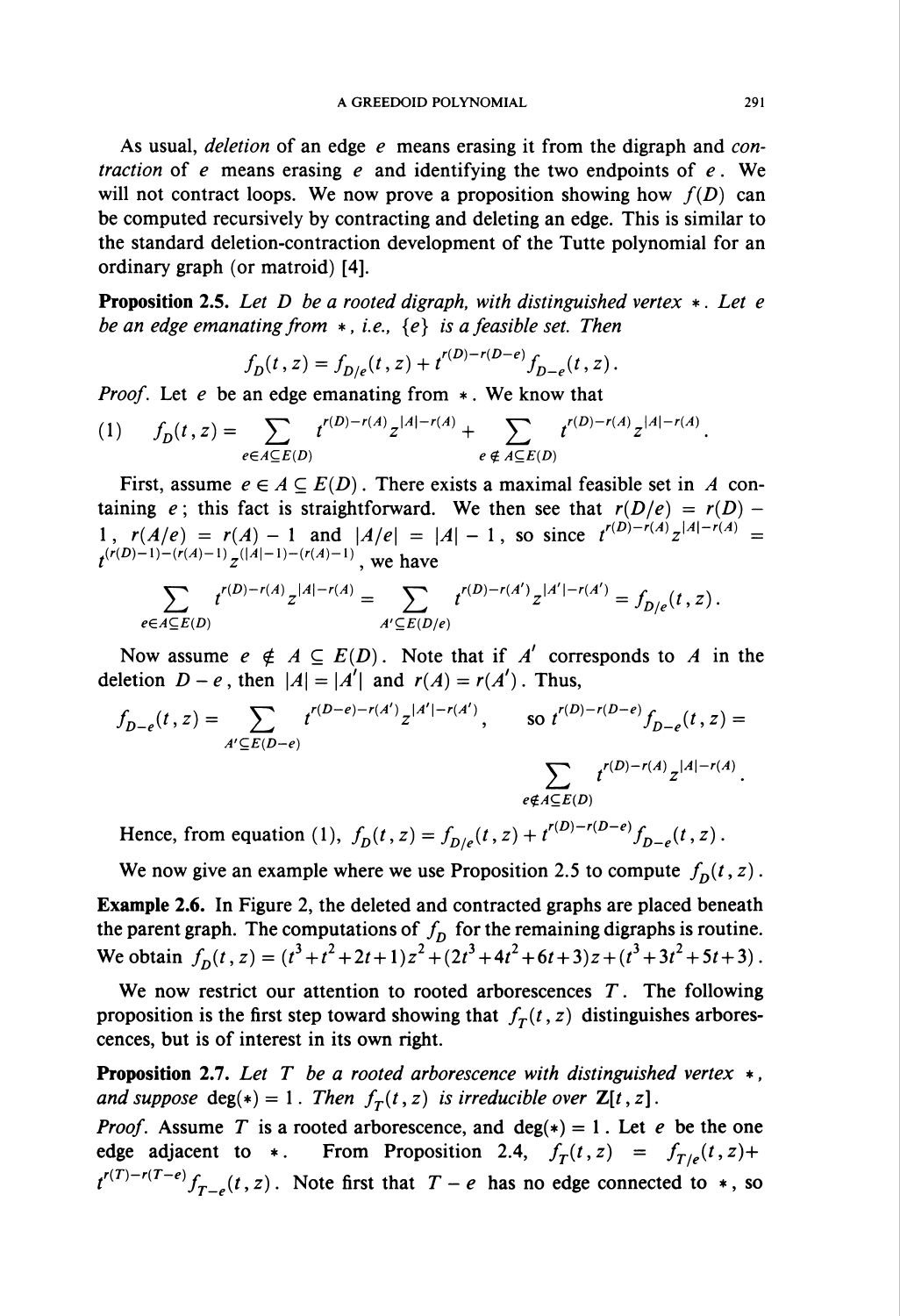As usual, *deletion* of an edge $e$ means erasing it from the digraph and *contraction* of $e$ means erasing $e$ and identifying the two endpoints of $e$. We will not contract loops. We now prove a proposition showing how $f(D)$ can be computed recursively by contracting and deleting an edge. This is similar to the standard deletion-contraction development of the Tutte polynomial for an ordinary graph (or matroid) [4].

**Proposition 2.5.** *Let $D$ be a rooted digraph, with distinguished vertex $*$. Let $e$ be an edge emanating from $*$, i.e., $\{e\}$ is a feasible set. Then*

$$f_D(t, z) = f_{D/e}(t, z) + t^{r(D)-r(D-e)} f_{D-e}(t, z).$$

*Proof.* Let $e$ be an edge emanating from $*$. We know that

$$(1) \quad f_D(t, z) = \sum_{e \in A \subseteq E(D)} t^{r(D)-r(A)} z^{|A|-r(A)} + \sum_{e \notin A \subseteq E(D)} t^{r(D)-r(A)} z^{|A|-r(A)}.$$

First, assume $e \in A \subseteq E(D)$. There exists a maximal feasible set in $A$ containing $e$; this fact is straightforward. We then see that $r(D/e) = r(D) - 1$, $r(A/e) = r(A) - 1$ and $|A/e| = |A| - 1$, so since $t^{r(D)-r(A)} z^{|A|-r(A)} = t^{(r(D)-1)-(r(A)-1)} z^{(|A|-1)-(r(A)-1)}$, we have

$$\sum_{e \in A \subseteq E(D)} t^{r(D)-r(A)} z^{|A|-r(A)} = \sum_{A' \subseteq E(D/e)} t^{r(D)-r(A')} z^{|A'|-r(A')} = f_{D/e}(t, z).$$

Now assume $e \notin A \subseteq E(D)$. Note that if $A'$ corresponds to $A$ in the deletion $D - e$, then $|A| = |A'|$ and $r(A) = r(A')$. Thus,

$$f_{D-e}(t, z) = \sum_{A' \subseteq E(D-e)} t^{r(D-e)-r(A')} z^{|A'|-r(A')}, \quad \text{so } t^{r(D)-r(D-e)} f_{D-e}(t, z) = \sum_{e \notin A \subseteq E(D)} t^{r(D)-r(A)} z^{|A|-r(A)}.$$

Hence, from equation (1), $f_D(t, z) = f_{D/e}(t, z) + t^{r(D)-r(D-e)} f_{D-e}(t, z)$.

We now give an example where we use Proposition 2.5 to compute $f_D(t, z)$.

**Example 2.6.** In Figure 2, the deleted and contracted graphs are placed beneath the parent graph. The computations of $f_D$ for the remaining digraphs is routine. We obtain $f_D(t, z) = (t^3 + t^2 + 2t + 1)z^2 + (2t^3 + 4t^2 + 6t + 3)z + (t^3 + 3t^2 + 5t + 3)$.

We now restrict our attention to rooted arborescences $T$. The following proposition is the first step toward showing that $f_T(t, z)$ distinguishes arborescences, but is of interest in its own right.

**Proposition 2.7.** *Let $T$ be a rooted arborescence with distinguished vertex $*$, and suppose $\deg(*) = 1$. Then $f_T(t, z)$ is irreducible over $\mathbf{Z}[t, z]$.*

*Proof.* Assume $T$ is a rooted arborescence, and $\deg(*) = 1$. Let $e$ be the one edge adjacent to $*$. From Proposition 2.4, $f_T(t, z) = f_{T/e}(t, z) + t^{r(T)-r(T-e)} f_{T-e}(t, z)$. Note first that $T - e$ has no edge connected to $*$, so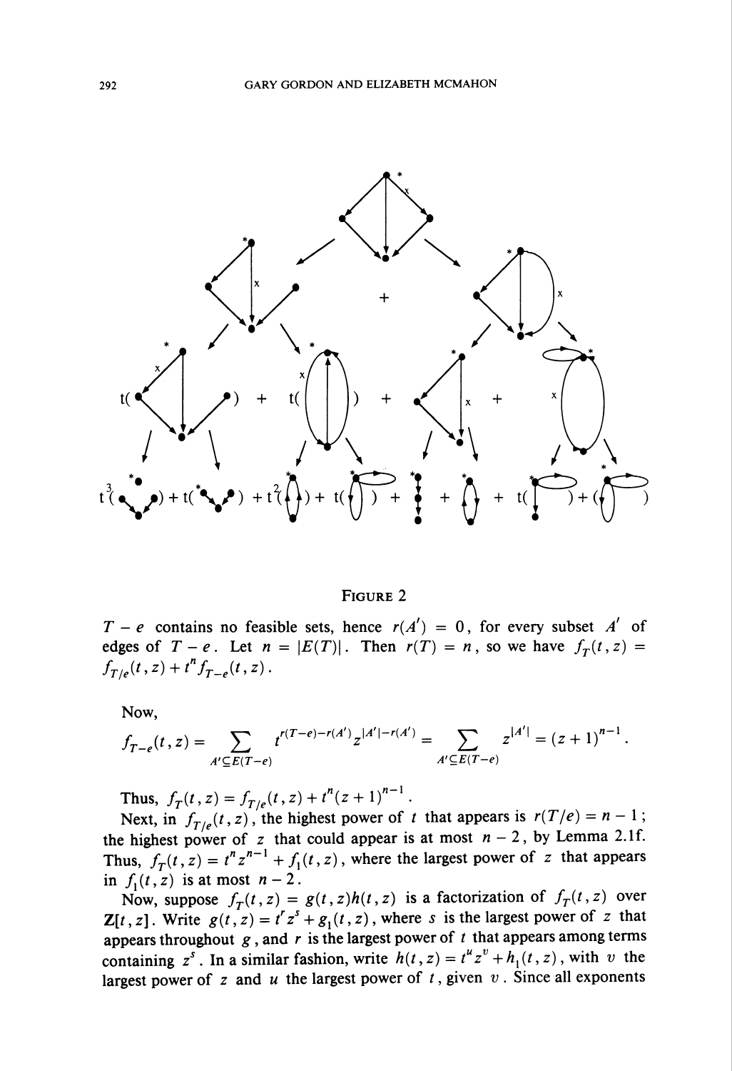FIGURE 2

$T - e$ contains no feasible sets, hence $r(A') = 0$, for every subset $A'$ of edges of $T - e$. Let $n = |E(T)|$. Then $r(T) = n$, so we have $f_T(t, z) = f_{T/e}(t, z) + t^n f_{T-e}(t, z)$.

Now,

$$f_{T-e}(t, z) = \sum_{A' \subseteq E(T-e)} t^{r(T-e)-r(A')} z^{|A'|-r(A')} = \sum_{A' \subseteq E(T-e)} z^{|A'|} = (z+1)^{n-1}.$$

Thus, $f_T(t, z) = f_{T/e}(t, z) + t^n (z+1)^{n-1}$.

Next, in $f_{T/e}(t, z)$, the highest power of $t$ that appears is $r(T/e) = n - 1$; the highest power of $z$ that could appear is at most $n - 2$, by Lemma 2.1f. Thus, $f_T(t, z) = t^n z^{n-1} + f_1(t, z)$, where the largest power of $z$ that appears in $f_1(t, z)$ is at most $n - 2$.

Now, suppose $f_T(t, z) = g(t, z)h(t, z)$ is a factorization of $f_T(t, z)$ over $\mathbf{Z}[t, z]$. Write $g(t, z) = t^r z^s + g_1(t, z)$, where $s$ is the largest power of $z$ that appears throughout $g$, and $r$ is the largest power of $t$ that appears among terms containing $z^s$. In a similar fashion, write $h(t, z) = t^u z^v + h_1(t, z)$, with $v$ the largest power of $z$ and $u$ the largest power of $t$, given $v$. Since all exponents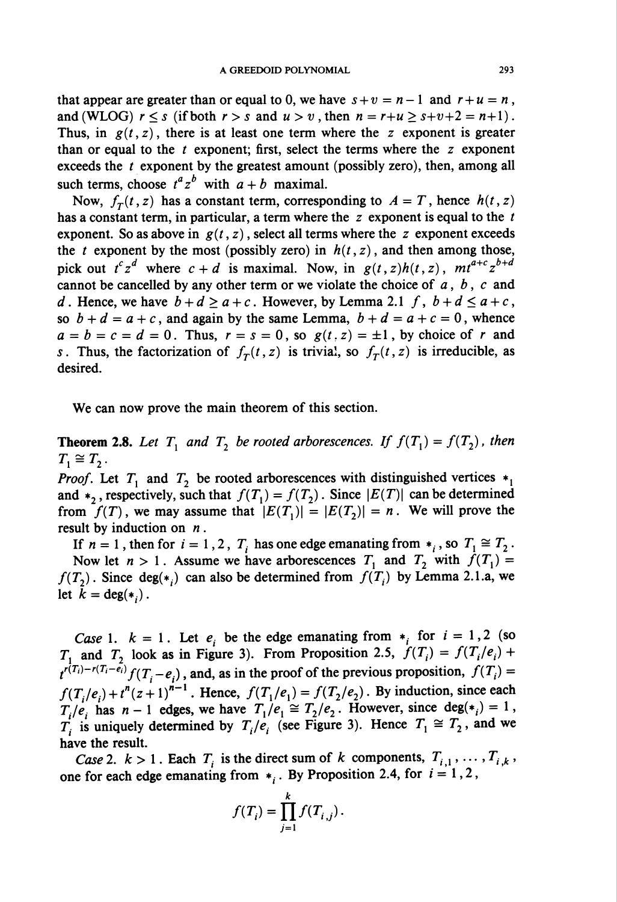that appear are greater than or equal to 0, we have $s+v = n-1$ and $r+u = n$, and (WLOG) $r \leq s$ (if both $r > s$ and $u > v$, then $n = r+u \geq s+v+2 = n+1$). Thus, in $g(t, z)$, there is at least one term where the $z$ exponent is greater than or equal to the $t$ exponent; first, select the terms where the $z$ exponent exceeds the $t$ exponent by the greatest amount (possibly zero), then, among all such terms, choose $t^a z^b$ with $a+b$ maximal.

Now, $f_T(t, z)$ has a constant term, corresponding to $A = T$, hence $h(t, z)$ has a constant term, in particular, a term where the $z$ exponent is equal to the $t$ exponent. So as above in $g(t, z)$, select all terms where the $z$ exponent exceeds the $t$ exponent by the most (possibly zero) in $h(t, z)$, and then among those, pick out $t^c z^d$ where $c+d$ is maximal. Now, in $g(t, z)h(t, z)$, $mt^{a+c}z^{b+d}$ cannot be cancelled by any other term or we violate the choice of $a$, $b$, $c$ and $d$. Hence, we have $b+d \geq a+c$. However, by Lemma 2.1 f, $b+d \leq a+c$, so $b+d = a+c$, and again by the same Lemma, $b+d = a+c = 0$, whence $a = b = c = d = 0$. Thus, $r = s = 0$, so $g(t, z) = \pm 1$, by choice of $r$ and $s$. Thus, the factorization of $f_T(t, z)$ is trivial, so $f_T(t, z)$ is irreducible, as desired.

We can now prove the main theorem of this section.

**Theorem 2.8.** *Let $T_1$ and $T_2$ be rooted arborescences. If $f(T_1) = f(T_2)$, then $T_1 \cong T_2$.*

*Proof.* Let $T_1$ and $T_2$ be rooted arborescences with distinguished vertices $*_1$ and $*_2$, respectively, such that $f(T_1) = f(T_2)$. Since $|E(T)|$ can be determined from $f(T)$, we may assume that $|E(T_1)| = |E(T_2)| = n$. We will prove the result by induction on $n$.

If $n = 1$, then for $i = 1, 2$, $T_i$ has one edge emanating from $*_i$, so $T_1 \cong T_2$.

Now let $n > 1$. Assume we have arborescences $T_1$ and $T_2$ with $f(T_1) = f(T_2)$. Since $\deg(*_i)$ can also be determined from $f(T_i)$ by Lemma 2.1.a, we let $k = \deg(*_i)$.

*Case* 1. $k = 1$. Let $e_i$ be the edge emanating from $*_i$ for $i = 1, 2$ (so $T_1$ and $T_2$ look as in Figure 3). From Proposition 2.5, $f(T_i) = f(T_i/e_i) + t^{r(T_i)-r(T_i-e_i)} f(T_i - e_i)$, and, as in the proof of the previous proposition, $f(T_i) = f(T_i/e_i) + t^n(z+1)^{n-1}$. Hence, $f(T_1/e_1) = f(T_2/e_2)$. By induction, since each $T_i/e_i$ has $n-1$ edges, we have $T_1/e_1 \cong T_2/e_2$. However, since $\deg(*_i) = 1$, $T_i$ is uniquely determined by $T_i/e_i$ (see Figure 3). Hence $T_1 \cong T_2$, and we have the result.

*Case* 2. $k > 1$. Each $T_i$ is the direct sum of $k$ components, $T_{i,1}, \ldots, T_{i,k}$, one for each edge emanating from $*_i$. By Proposition 2.4, for $i = 1, 2$,

$$f(T_i) = \prod_{j=1}^{k} f(T_{i,j}).$$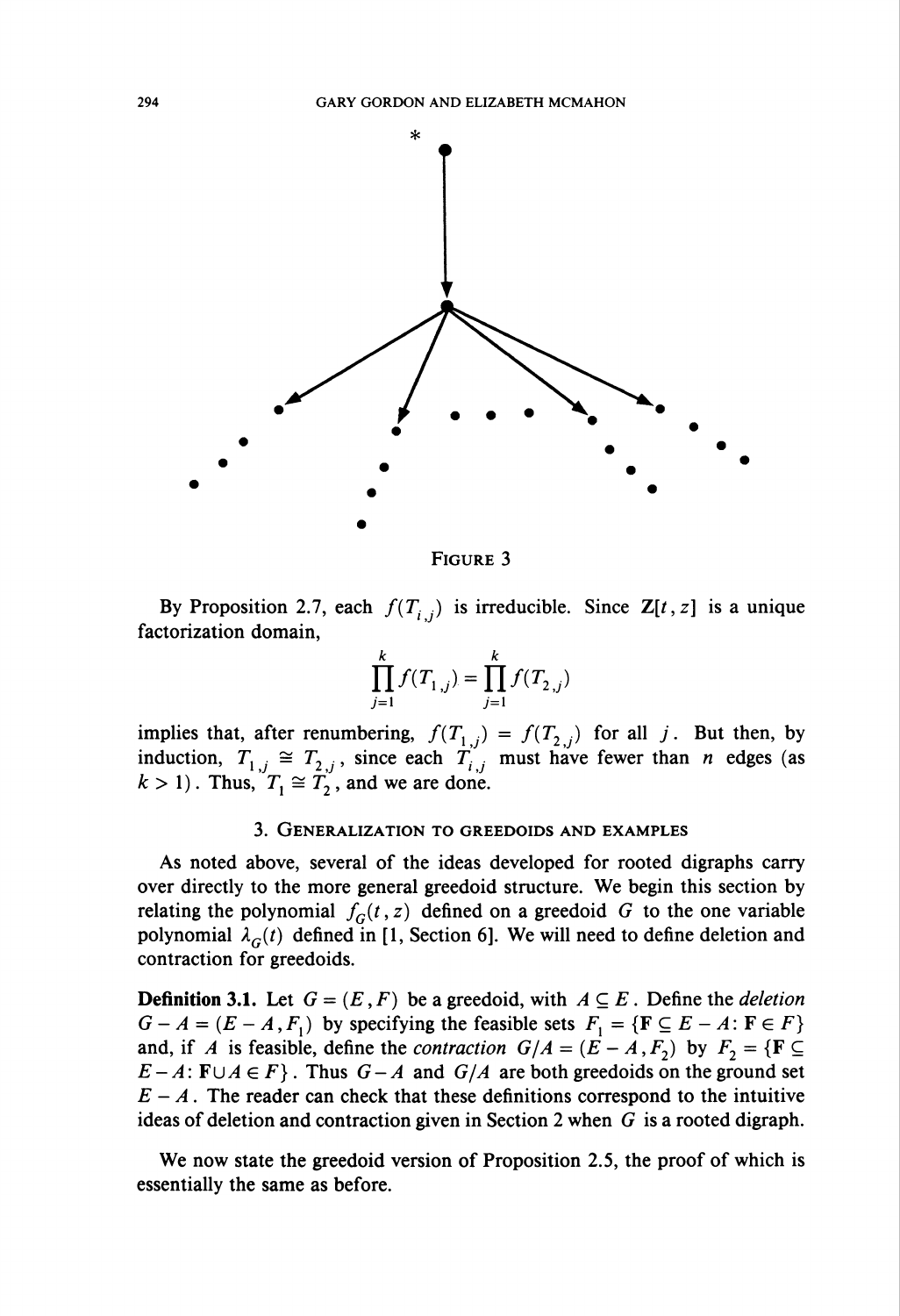FIGURE 3

By Proposition 2.7, each $f(T_{i,j})$ is irreducible. Since $\mathbf{Z}[t, z]$ is a unique factorization domain,

$$\prod_{j=1}^{k} f(T_{1,j}) = \prod_{j=1}^{k} f(T_{2,j})$$

implies that, after renumbering, $f(T_{1,j}) = f(T_{2,j})$ for all $j$. But then, by induction, $T_{1,j} \cong T_{2,j}$, since each $T_{i,j}$ must have fewer than $n$ edges (as $k > 1$). Thus, $T_1 \cong T_2$, and we are done.

## 3. Generalization to greedoids and examples

As noted above, several of the ideas developed for rooted digraphs carry over directly to the more general greedoid structure. We begin this section by relating the polynomial $f_G(t, z)$ defined on a greedoid $G$ to the one variable polynomial $\lambda_G(t)$ defined in [1, Section 6]. We will need to define deletion and contraction for greedoids.

**Definition 3.1.** Let $G = (E, F)$ be a greedoid, with $A \subseteq E$. Define the *deletion* $G - A = (E - A, F_1)$ by specifying the feasible sets $F_1 = \{\mathbf{F} \subseteq E - A : \mathbf{F} \in F\}$ and, if $A$ is feasible, define the *contraction* $G/A = (E - A, F_2)$ by $F_2 = \{\mathbf{F} \subseteq E - A : \mathbf{F} \cup A \in F\}$. Thus $G - A$ and $G/A$ are both greedoids on the ground set $E - A$. The reader can check that these definitions correspond to the intuitive ideas of deletion and contraction given in Section 2 when $G$ is a rooted digraph.

We now state the greedoid version of Proposition 2.5, the proof of which is essentially the same as before.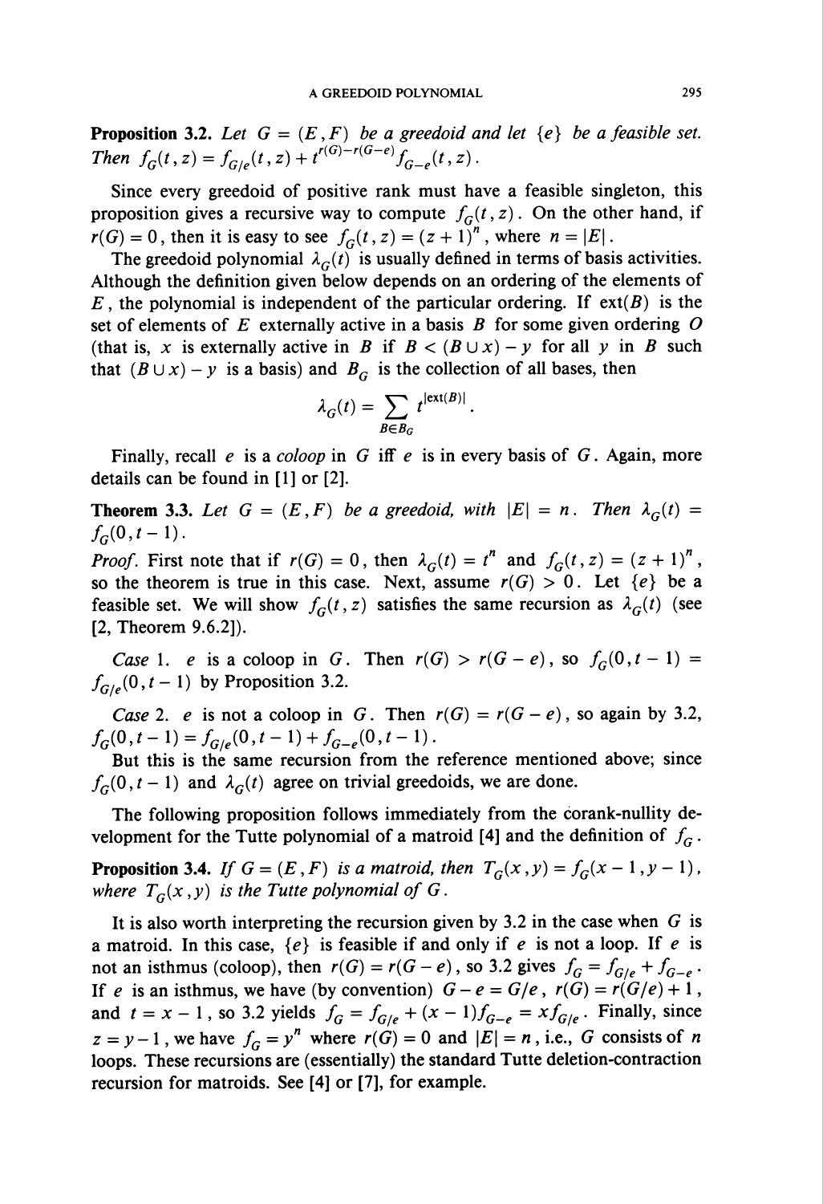**Proposition 3.2.** *Let $G = (E, F)$ be a greedoid and let $\{e\}$ be a feasible set. Then $f_G(t, z) = f_{G/e}(t, z) + t^{r(G)-r(G-e)} f_{G-e}(t, z)$.*

Since every greedoid of positive rank must have a feasible singleton, this proposition gives a recursive way to compute $f_G(t, z)$. On the other hand, if $r(G) = 0$, then it is easy to see $f_G(t, z) = (z+1)^n$, where $n = |E|$.

The greedoid polynomial $\lambda_G(t)$ is usually defined in terms of basis activities. Although the definition given below depends on an ordering of the elements of $E$, the polynomial is independent of the particular ordering. If $\text{ext}(B)$ is the set of elements of $E$ externally active in a basis $B$ for some given ordering $O$ (that is, $x$ is externally active in $B$ if $B < (B \cup x) - y$ for all $y$ in $B$ such that $(B \cup x) - y$ is a basis) and $B_G$ is the collection of all bases, then

$$\lambda_G(t) = \sum_{B \in B_G} t^{|\text{ext}(B)|}.$$

Finally, recall $e$ is a *coloop* in $G$ iff $e$ is in every basis of $G$. Again, more details can be found in [1] or [2].

**Theorem 3.3.** *Let $G = (E, F)$ be a greedoid, with $|E| = n$. Then $\lambda_G(t) = f_G(0, t-1)$.*

*Proof.* First note that if $r(G) = 0$, then $\lambda_G(t) = t^n$ and $f_G(t, z) = (z+1)^n$, so the theorem is true in this case. Next, assume $r(G) > 0$. Let $\{e\}$ be a feasible set. We will show $f_G(t, z)$ satisfies the same recursion as $\lambda_G(t)$ (see [2, Theorem 9.6.2]).

*Case* 1. $e$ is a coloop in $G$. Then $r(G) > r(G-e)$, so $f_G(0, t-1) = f_{G/e}(0, t-1)$ by Proposition 3.2.

*Case* 2. $e$ is not a coloop in $G$. Then $r(G) = r(G-e)$, so again by 3.2, $f_G(0, t-1) = f_{G/e}(0, t-1) + f_{G-e}(0, t-1)$.

But this is the same recursion from the reference mentioned above; since $f_G(0, t-1)$ and $\lambda_G(t)$ agree on trivial greedoids, we are done.

The following proposition follows immediately from the corank-nullity development for the Tutte polynomial of a matroid [4] and the definition of $f_G$.

**Proposition 3.4.** *If $G = (E, F)$ is a matroid, then $T_G(x, y) = f_G(x-1, y-1)$, where $T_G(x, y)$ is the Tutte polynomial of $G$.*

It is also worth interpreting the recursion given by 3.2 in the case when $G$ is a matroid. In this case, $\{e\}$ is feasible if and only if $e$ is not a loop. If $e$ is not an isthmus (coloop), then $r(G) = r(G-e)$, so 3.2 gives $f_G = f_{G/e} + f_{G-e}$. If $e$ is an isthmus, we have (by convention) $G - e = G/e$, $r(G) = r(G/e) + 1$, and $t = x - 1$, so 3.2 yields $f_G = f_{G/e} + (x-1) f_{G-e} = x f_{G/e}$. Finally, since $z = y - 1$, we have $f_G = y^n$ where $r(G) = 0$ and $|E| = n$, i.e., $G$ consists of $n$ loops. These recursions are (essentially) the standard Tutte deletion-contraction recursion for matroids. See [4] or [7], for example.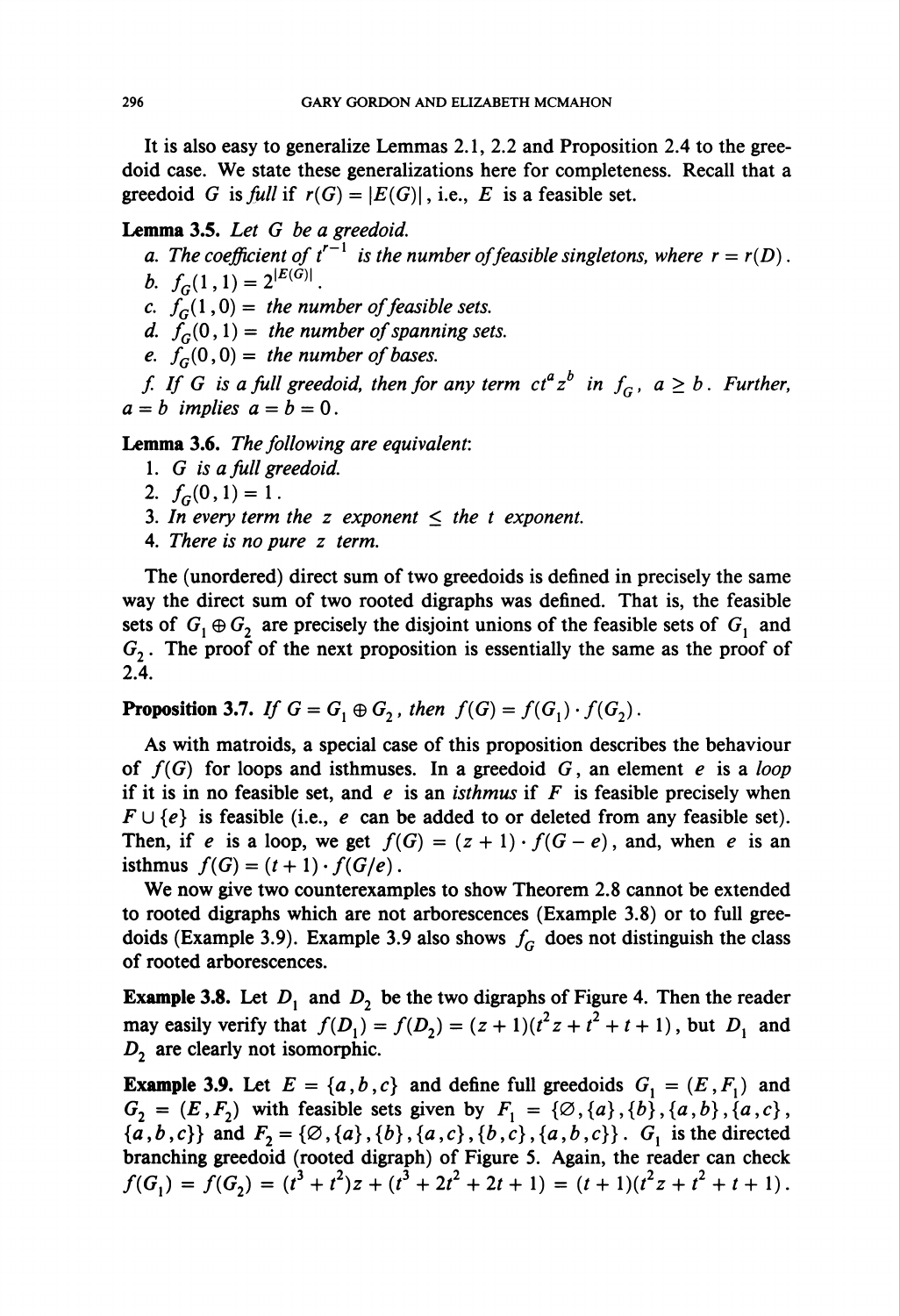It is also easy to generalize Lemmas 2.1, 2.2 and Proposition 2.4 to the greedoid case. We state these generalizations here for completeness. Recall that a greedoid $G$ is *full* if $r(G) = |E(G)|$, i.e., $E$ is a feasible set.

**Lemma 3.5.** *Let $G$ be a greedoid.*

*a. The coefficient of $t^{r-1}$ is the number of feasible singletons, where $r = r(D)$.*

*b. $f_G(1, 1) = 2^{|E(G)|}$.*

*c. $f_G(1, 0) =$ the number of feasible sets.*

*d. $f_G(0, 1) =$ the number of spanning sets.*

*e. $f_G(0, 0) =$ the number of bases.*

*f. If $G$ is a full greedoid, then for any term $ct^a z^b$ in $f_G$, $a \geq b$. Further, $a = b$ implies $a = b = 0$.*

**Lemma 3.6.** *The following are equivalent:*

1. *$G$ is a full greedoid.*
2. *$f_G(0, 1) = 1$.*
3. *In every term the $z$ exponent $\leq$ the $t$ exponent.*
4. *There is no pure $z$ term.*

The (unordered) direct sum of two greedoids is defined in precisely the same way the direct sum of two rooted digraphs was defined. That is, the feasible sets of $G_1 \oplus G_2$ are precisely the disjoint unions of the feasible sets of $G_1$ and $G_2$. The proof of the next proposition is essentially the same as the proof of 2.4.

**Proposition 3.7.** *If $G = G_1 \oplus G_2$, then $f(G) = f(G_1) \cdot f(G_2)$.*

As with matroids, a special case of this proposition describes the behaviour of $f(G)$ for loops and isthmuses. In a greedoid $G$, an element $e$ is a *loop* if it is in no feasible set, and $e$ is an *isthmus* if $F$ is feasible precisely when $F \cup \{e\}$ is feasible (i.e., $e$ can be added to or deleted from any feasible set). Then, if $e$ is a loop, we get $f(G) = (z + 1) \cdot f(G - e)$, and, when $e$ is an isthmus $f(G) = (t + 1) \cdot f(G/e)$.

We now give two counterexamples to show Theorem 2.8 cannot be extended to rooted digraphs which are not arborescences (Example 3.8) or to full greedoids (Example 3.9). Example 3.9 also shows $f_G$ does not distinguish the class of rooted arborescences.

**Example 3.8.** Let $D_1$ and $D_2$ be the two digraphs of Figure 4. Then the reader may easily verify that $f(D_1) = f(D_2) = (z + 1)(t^2 z + t^2 + t + 1)$, but $D_1$ and $D_2$ are clearly not isomorphic.

**Example 3.9.** Let $E = \{a, b, c\}$ and define full greedoids $G_1 = (E, F_1)$ and $G_2 = (E, F_2)$ with feasible sets given by $F_1 = \{\emptyset, \{a\}, \{b\}, \{a, b\}, \{a, c\}, \{a, b, c\}\}$ and $F_2 = \{\emptyset, \{a\}, \{b\}, \{a, c\}, \{b, c\}, \{a, b, c\}\}$. $G_1$ is the directed branching greedoid (rooted digraph) of Figure 5. Again, the reader can check $f(G_1) = f(G_2) = (t^3 + t^2)z + (t^3 + 2t^2 + 2t + 1) = (t + 1)(t^2 z + t^2 + t + 1)$.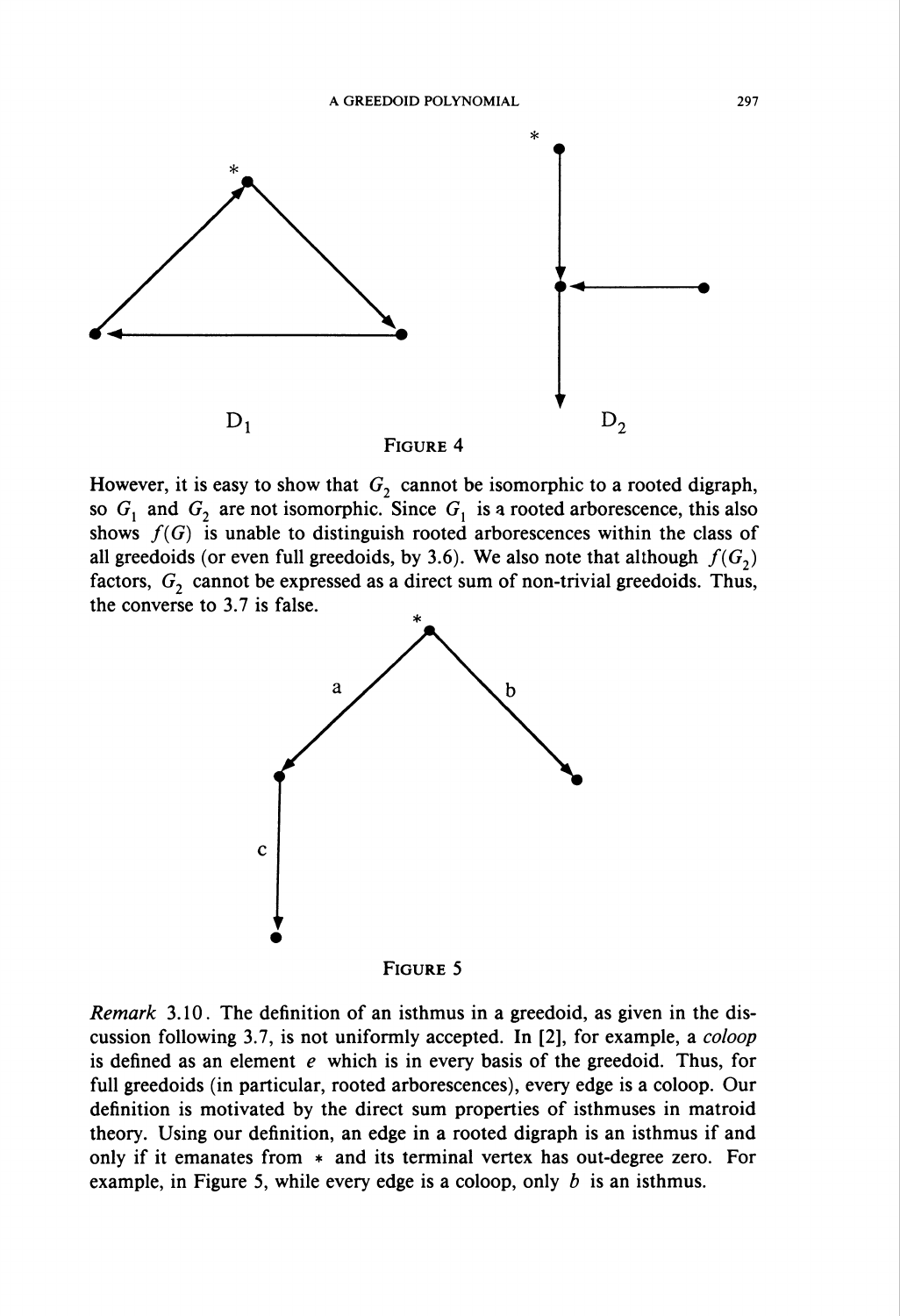FIGURE 4

However, it is easy to show that $G_2$ cannot be isomorphic to a rooted digraph, so $G_1$ and $G_2$ are not isomorphic. Since $G_1$ is a rooted arborescence, this also shows $f(G)$ is unable to distinguish rooted arborescences within the class of all greedoids (or even full greedoids, by 3.6). We also note that although $f(G_2)$ factors, $G_2$ cannot be expressed as a direct sum of non-trivial greedoids. Thus, the converse to 3.7 is false.

FIGURE 5

*Remark* 3.10. The definition of an isthmus in a greedoid, as given in the discussion following 3.7, is not uniformly accepted. In [2], for example, a *coloop* is defined as an element $e$ which is in every basis of the greedoid. Thus, for full greedoids (in particular, rooted arborescences), every edge is a coloop. Our definition is motivated by the direct sum properties of isthmuses in matroid theory. Using our definition, an edge in a rooted digraph is an isthmus if and only if it emanates from $*$ and its terminal vertex has out-degree zero. For example, in Figure 5, while every edge is a coloop, only $b$ is an isthmus.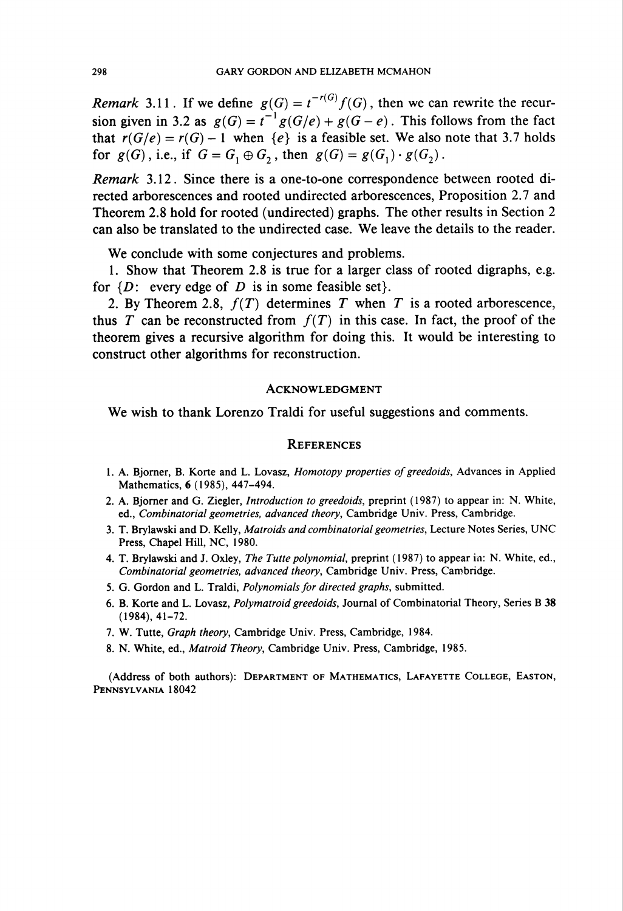*Remark* 3.11. If we define $g(G) = t^{-r(G)} f(G)$, then we can rewrite the recursion given in 3.2 as $g(G) = t^{-1} g(G/e) + g(G - e)$. This follows from the fact that $r(G/e) = r(G) - 1$ when $\{e\}$ is a feasible set. We also note that 3.7 holds for $g(G)$, i.e., if $G = G_1 \oplus G_2$, then $g(G) = g(G_1) \cdot g(G_2)$.

*Remark* 3.12. Since there is a one-to-one correspondence between rooted directed arborescences and rooted undirected arborescences, Proposition 2.7 and Theorem 2.8 hold for rooted (undirected) graphs. The other results in Section 2 can also be translated to the undirected case. We leave the details to the reader.

We conclude with some conjectures and problems.

1. Show that Theorem 2.8 is true for a larger class of rooted digraphs, e.g. for $\{D\colon$ every edge of $D$ is in some feasible set$\}$.

2. By Theorem 2.8, $f(T)$ determines $T$ when $T$ is a rooted arborescence, thus $T$ can be reconstructed from $f(T)$ in this case. In fact, the proof of the theorem gives a recursive algorithm for doing this. It would be interesting to construct other algorithms for reconstruction.

## Acknowledgment

We wish to thank Lorenzo Traldi for useful suggestions and comments.

## References

1. A. Bjorner, B. Korte and L. Lovasz, *Homotopy properties of greedoids*, Advances in Applied Mathematics, **6** (1985), 447–494.
2. A. Bjorner and G. Ziegler, *Introduction to greedoids*, preprint (1987) to appear in: N. White, ed., *Combinatorial geometries, advanced theory*, Cambridge Univ. Press, Cambridge.
3. T. Brylawski and D. Kelly, *Matroids and combinatorial geometries*, Lecture Notes Series, UNC Press, Chapel Hill, NC, 1980.
4. T. Brylawski and J. Oxley, *The Tutte polynomial*, preprint (1987) to appear in: N. White, ed., *Combinatorial geometries, advanced theory*, Cambridge Univ. Press, Cambridge.
5. G. Gordon and L. Traldi, *Polynomials for directed graphs*, submitted.
6. B. Korte and L. Lovasz, *Polymatroid greedoids*, Journal of Combinatorial Theory, Series B **38** (1984), 41–72.
7. W. Tutte, *Graph theory*, Cambridge Univ. Press, Cambridge, 1984.
8. N. White, ed., *Matroid Theory*, Cambridge Univ. Press, Cambridge, 1985.

(Address of both authors): Department of Mathematics, Lafayette College, Easton, Pennsylvania 18042